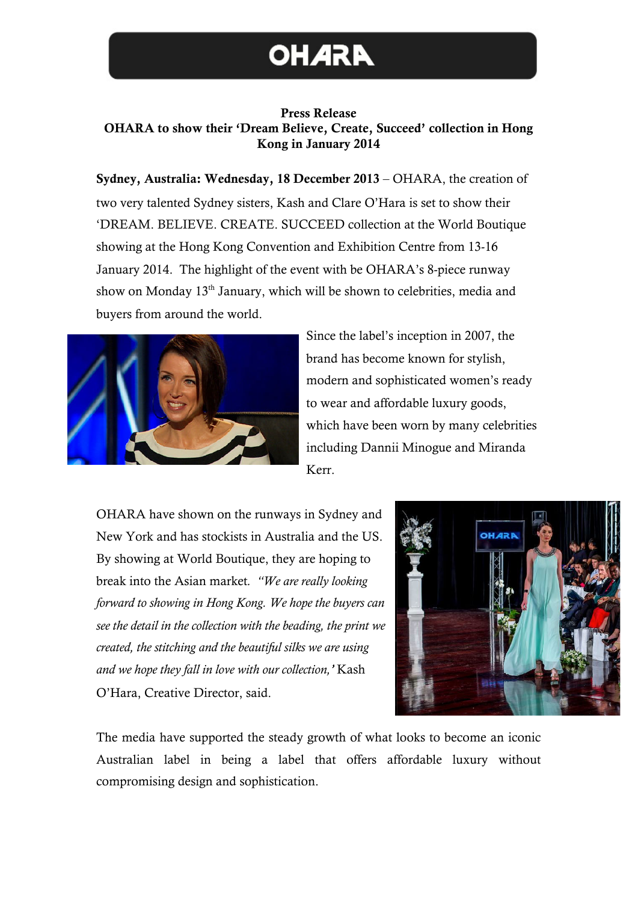# OHARA

**Press Release**

**OHARA to show their 'Dream Believe, Create, Succeed' collection in Hong Kong in January 2014**

**Sydney, Australia: Wednesday, 18 December 2013** – OHARA, the creation of two very talented Sydney sisters, Kash and Clare O'Hara is set to show their 'DREAM. BELIEVE. CREATE. SUCCEED collection at the World Boutique showing at the Hong Kong Convention and Exhibition Centre from 13-16 January 2014. The highlight of the event with be OHARA's 8-piece runway show on Monday 13th January, which will be shown to celebrities, media and buyers from around the world.

Since the label's inception in 2007, the brand has become known for stylish, modern and sophisticated women's ready to wear and affordable luxury goods, which have been worn by many celebrities including Dannii Minogue and Miranda Kerr.

OHARA have shown on the runways in Sydney and New York and has stockists in Australia and the US. By showing at World Boutique, they are hoping to break into the Asian market. *"We are really looking forward to showing in Hong Kong. We hope the buyers can see the detail in the collection with the beading, the print we created, the stitching and the beautiful silks we are using and we hope they fall in love with our collection,'* Kash O'Hara, Creative Director, said.

The media have supported the steady growth of what looks to become an iconic Australian label in being a label that offers affordable luxury without compromising design and sophistication.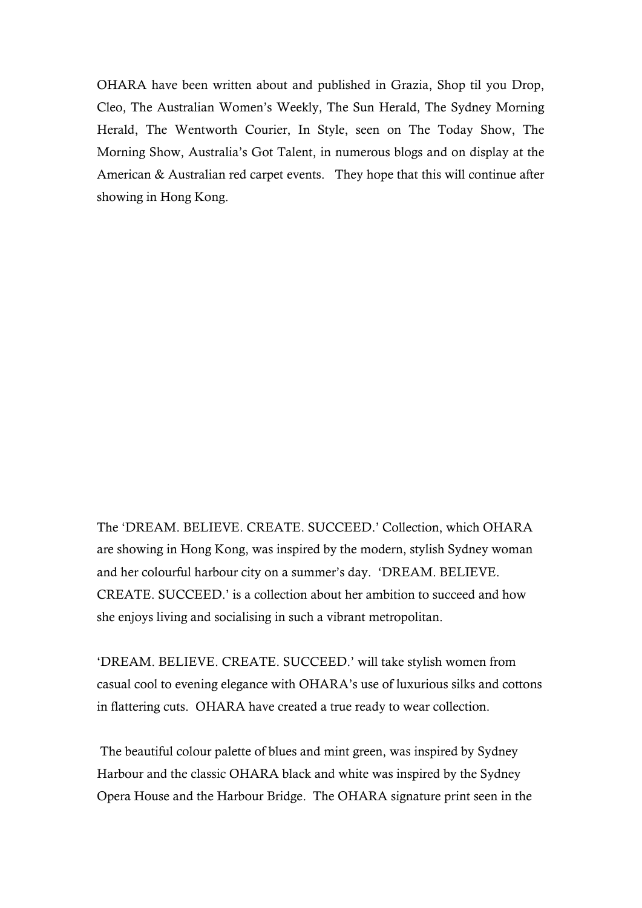OHARA have been written about and published in Grazia, Shop til you Drop, Cleo, The Australian Women's Weekly, The Sun Herald, The Sydney Morning Herald, The Wentworth Courier, In Style, seen on The Today Show, The Morning Show, Australia's Got Talent, in numerous blogs and on display at the American & Australian red carpet events. They hope that this will continue after showing in Hong Kong.

The 'DREAM. BELIEVE. CREATE. SUCCEED.' Collection, which OHARA are showing in Hong Kong, was inspired by the modern, stylish Sydney woman and her colourful harbour city on a summer's day. 'DREAM. BELIEVE. CREATE. SUCCEED.' is a collection about her ambition to succeed and how she enjoys living and socialising in such a vibrant metropolitan.

'DREAM. BELIEVE. CREATE. SUCCEED.' will take stylish women from casual cool to evening elegance with OHARA's use of luxurious silks and cottons in flattering cuts. OHARA have created a true ready to wear collection.

The beautiful colour palette of blues and mint green, was inspired by Sydney Harbour and the classic OHARA black and white was inspired by the Sydney Opera House and the Harbour Bridge. The OHARA signature print seen in the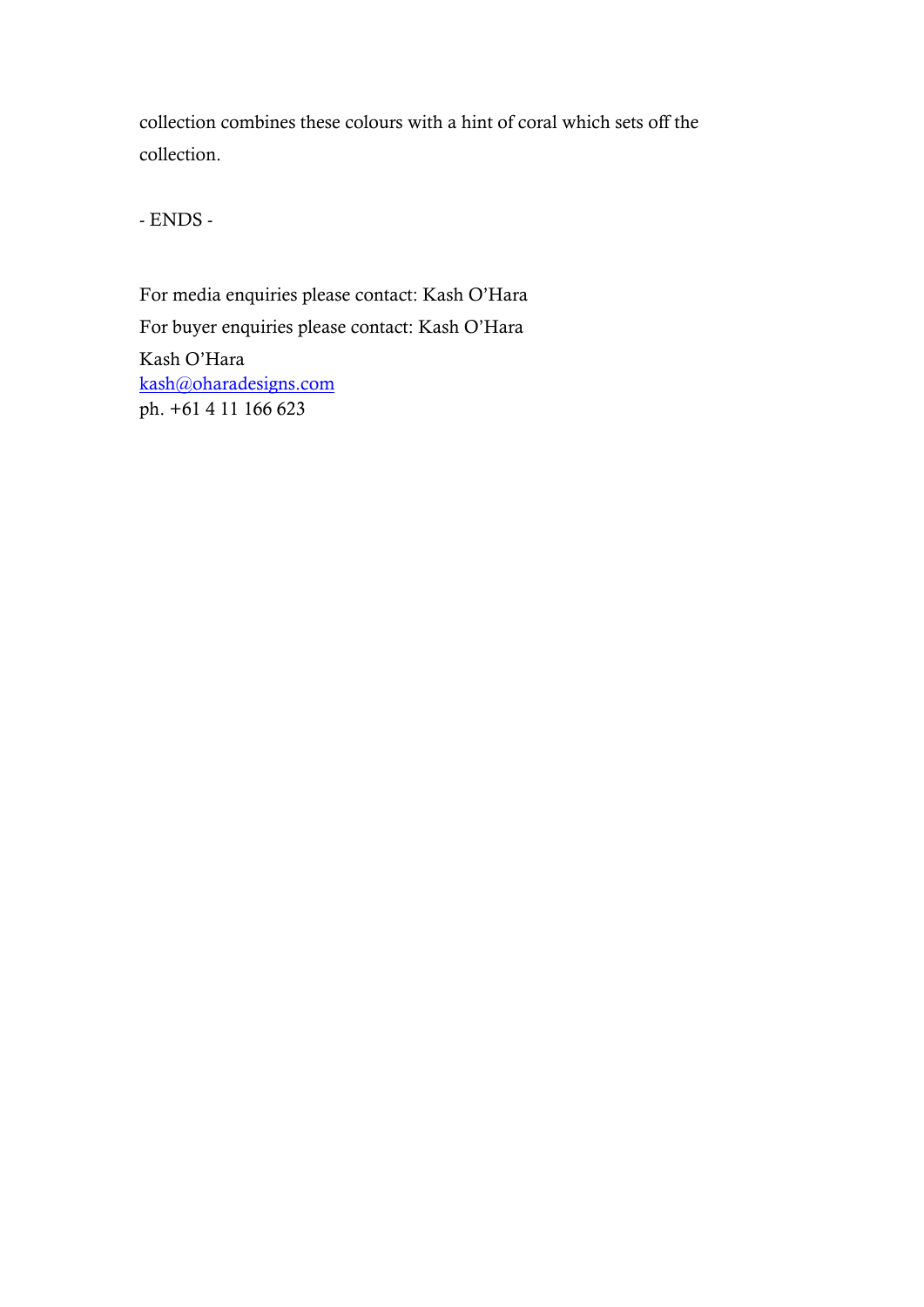collection combines these colours with a hint of coral which sets off the collection.

- ENDS -

For media enquiries please contact: Kash O'Hara
For buyer enquiries please contact: Kash O'Hara
Kash O'Hara
kash@oharadesigns.com
ph. +61 4 11 166 623